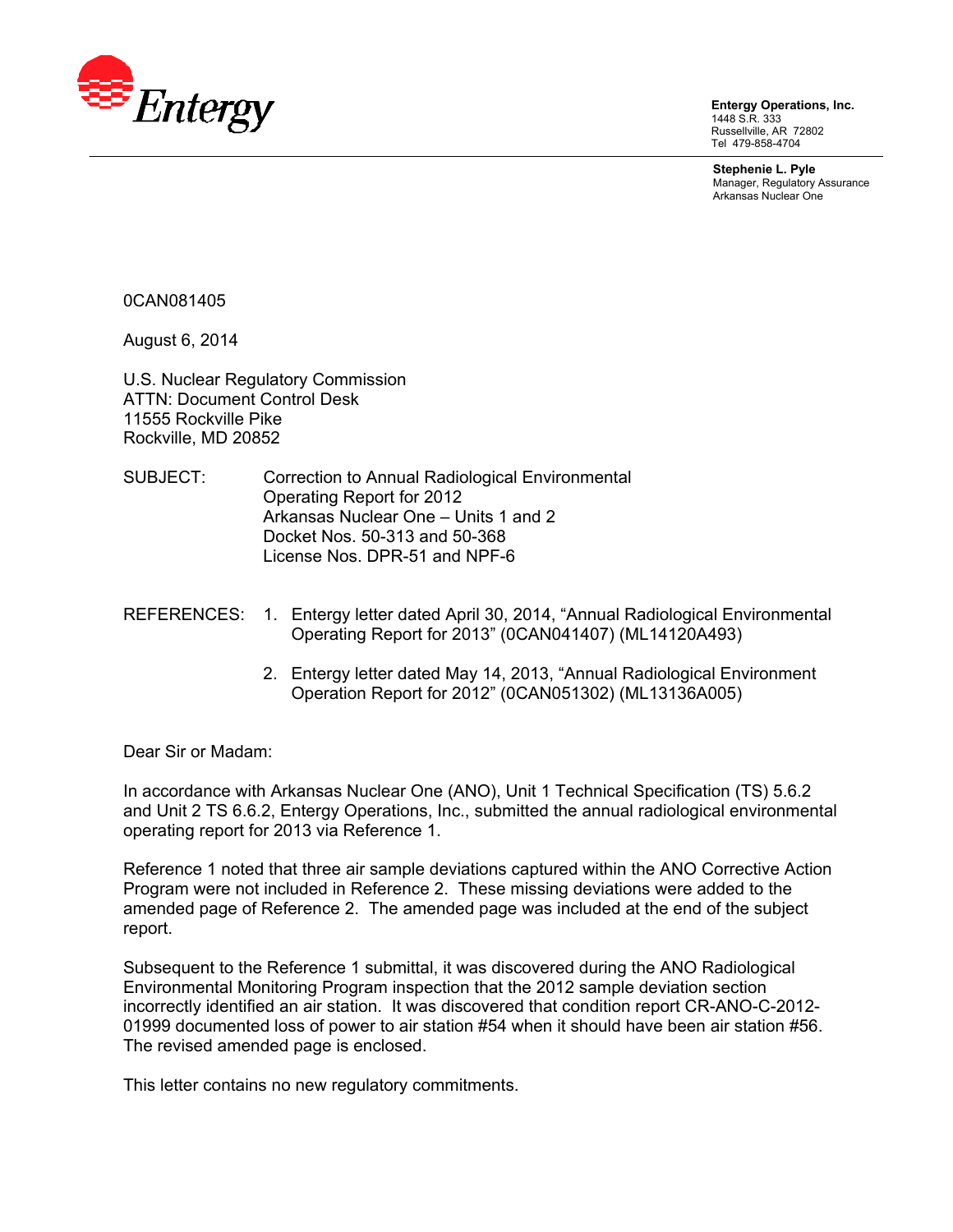Entergy

**Entergy Operations, Inc.**
1448 S.R. 333
Russellville, AR 72802
Tel 479-858-4704

**Stephenie L. Pyle**
Manager, Regulatory Assurance
Arkansas Nuclear One

0CAN081405

August 6, 2014

U.S. Nuclear Regulatory Commission
ATTN: Document Control Desk
11555 Rockville Pike
Rockville, MD 20852

SUBJECT: Correction to Annual Radiological Environmental Operating Report for 2012
Arkansas Nuclear One – Units 1 and 2
Docket Nos. 50-313 and 50-368
License Nos. DPR-51 and NPF-6

REFERENCES:
1. Entergy letter dated April 30, 2014, "Annual Radiological Environmental Operating Report for 2013" (0CAN041407) (ML14120A493)
2. Entergy letter dated May 14, 2013, "Annual Radiological Environment Operation Report for 2012" (0CAN051302) (ML13136A005)

Dear Sir or Madam:

In accordance with Arkansas Nuclear One (ANO), Unit 1 Technical Specification (TS) 5.6.2 and Unit 2 TS 6.6.2, Entergy Operations, Inc., submitted the annual radiological environmental operating report for 2013 via Reference 1.

Reference 1 noted that three air sample deviations captured within the ANO Corrective Action Program were not included in Reference 2. These missing deviations were added to the amended page of Reference 2. The amended page was included at the end of the subject report.

Subsequent to the Reference 1 submittal, it was discovered during the ANO Radiological Environmental Monitoring Program inspection that the 2012 sample deviation section incorrectly identified an air station. It was discovered that condition report CR-ANO-C-2012-01999 documented loss of power to air station #54 when it should have been air station #56. The revised amended page is enclosed.

This letter contains no new regulatory commitments.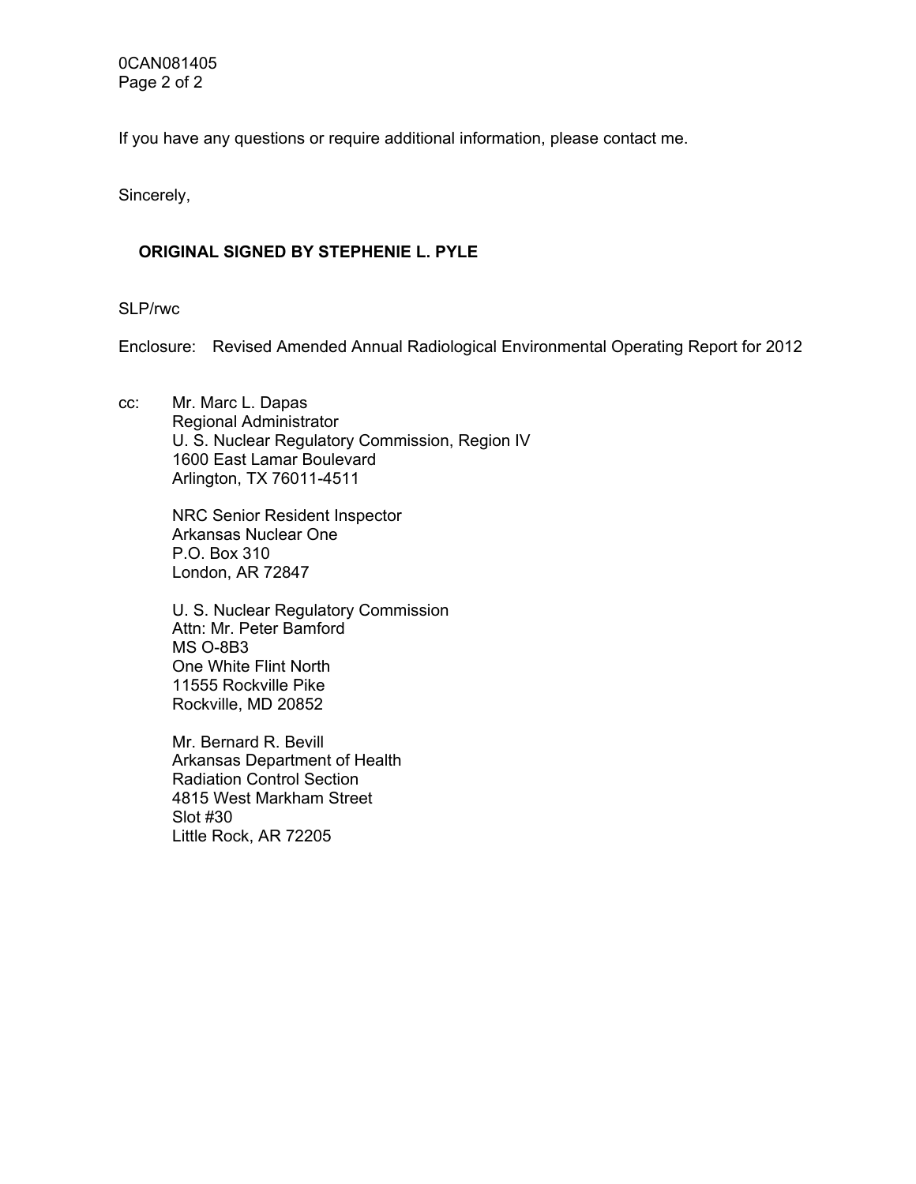If you have any questions or require additional information, please contact me.

Sincerely,

**ORIGINAL SIGNED BY STEPHENIE L. PYLE**

SLP/rwc

Enclosure: Revised Amended Annual Radiological Environmental Operating Report for 2012

cc: Mr. Marc L. Dapas
Regional Administrator
U. S. Nuclear Regulatory Commission, Region IV
1600 East Lamar Boulevard
Arlington, TX 76011-4511

NRC Senior Resident Inspector
Arkansas Nuclear One
P.O. Box 310
London, AR 72847

U. S. Nuclear Regulatory Commission
Attn: Mr. Peter Bamford
MS O-8B3
One White Flint North
11555 Rockville Pike
Rockville, MD 20852

Mr. Bernard R. Bevill
Arkansas Department of Health
Radiation Control Section
4815 West Markham Street
Slot #30
Little Rock, AR 72205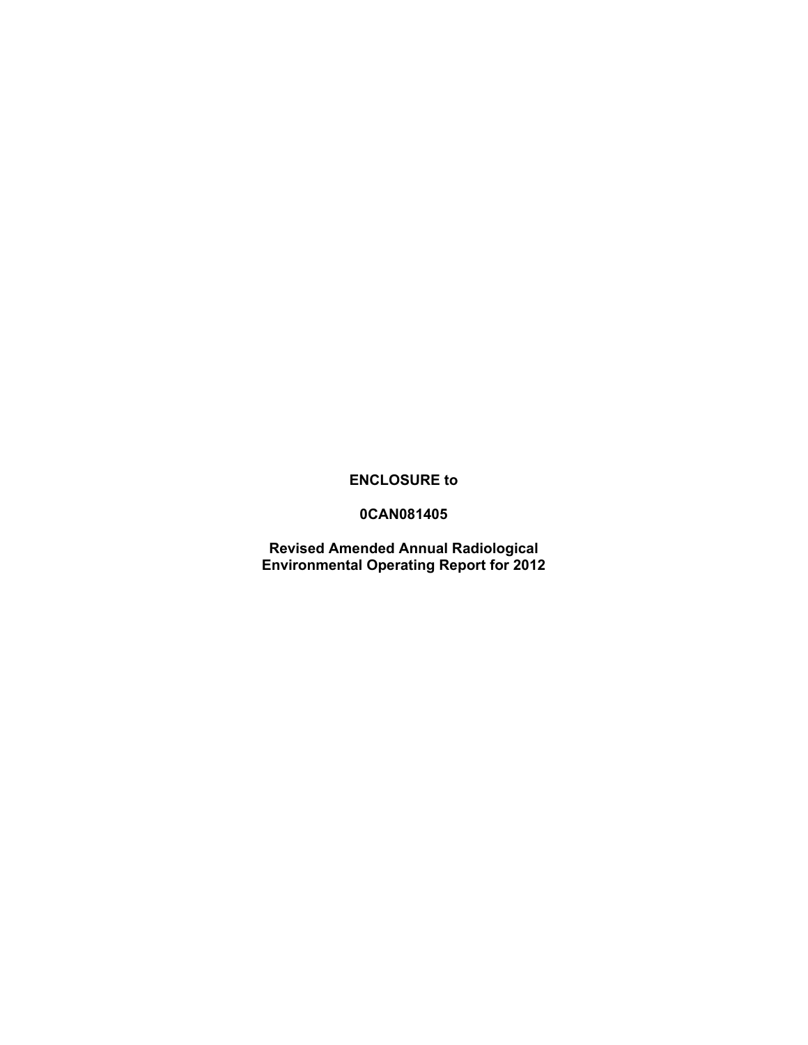**ENCLOSURE to**

**0CAN081405**

**Revised Amended Annual Radiological Environmental Operating Report for 2012**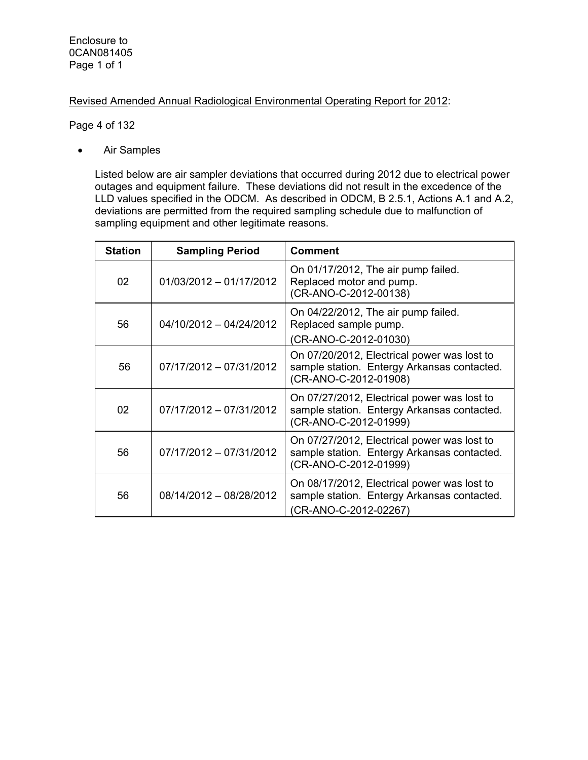Enclosure to
0CAN081405
Page 1 of 1

Revised Amended Annual Radiological Environmental Operating Report for 2012:

Page 4 of 132

- Air Samples

  Listed below are air sampler deviations that occurred during 2012 due to electrical power outages and equipment failure. These deviations did not result in the excedence of the LLD values specified in the ODCM. As described in ODCM, B 2.5.1, Actions A.1 and A.2, deviations are permitted from the required sampling schedule due to malfunction of sampling equipment and other legitimate reasons.

| Station | Sampling Period | Comment |
|---|---|---|
| 02 | 01/03/2012 – 01/17/2012 | On 01/17/2012, The air pump failed. Replaced motor and pump. (CR-ANO-C-2012-00138) |
| 56 | 04/10/2012 – 04/24/2012 | On 04/22/2012, The air pump failed. Replaced sample pump. (CR-ANO-C-2012-01030) |
| 56 | 07/17/2012 – 07/31/2012 | On 07/20/2012, Electrical power was lost to sample station. Entergy Arkansas contacted. (CR-ANO-C-2012-01908) |
| 02 | 07/17/2012 – 07/31/2012 | On 07/27/2012, Electrical power was lost to sample station. Entergy Arkansas contacted. (CR-ANO-C-2012-01999) |
| 56 | 07/17/2012 – 07/31/2012 | On 07/27/2012, Electrical power was lost to sample station. Entergy Arkansas contacted. (CR-ANO-C-2012-01999) |
| 56 | 08/14/2012 – 08/28/2012 | On 08/17/2012, Electrical power was lost to sample station. Entergy Arkansas contacted. (CR-ANO-C-2012-02267) |